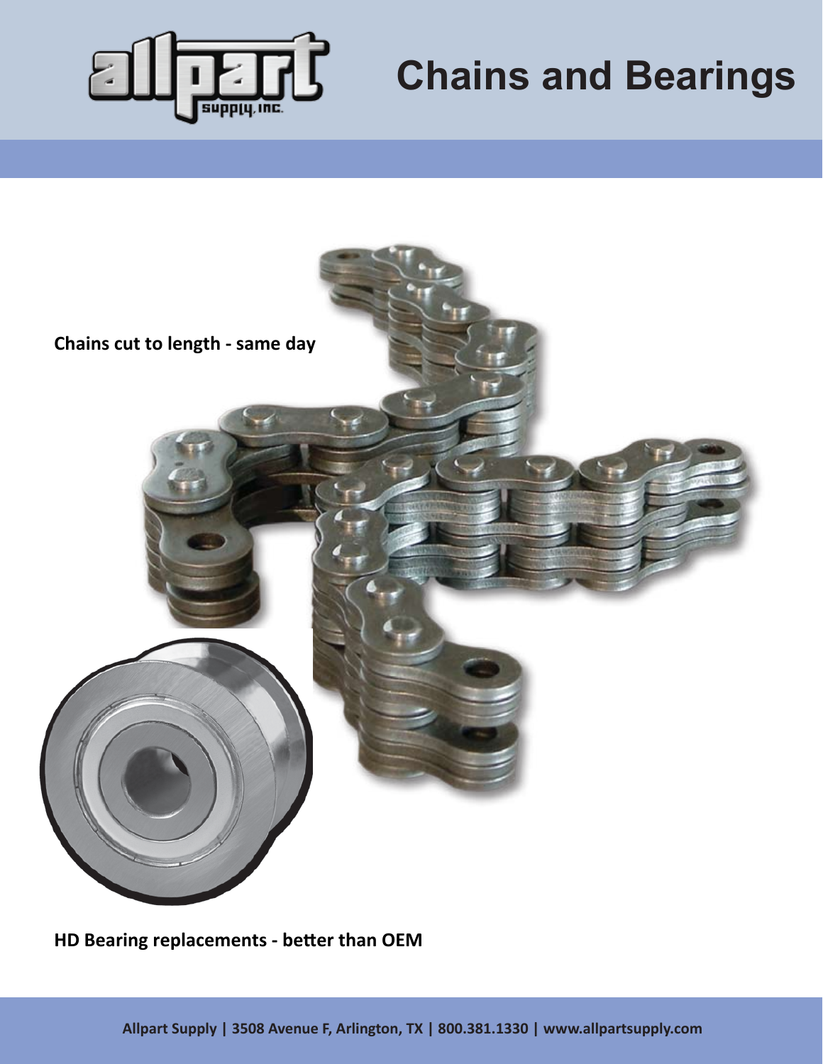# Chains and Bearings

**Chains cut to length - same day**

**HD Bearing replacements - better than OEM**

**Allpart Supply | 3508 Avenue F, Arlington, TX | 800.381.1330 | www.allpartsupply.com**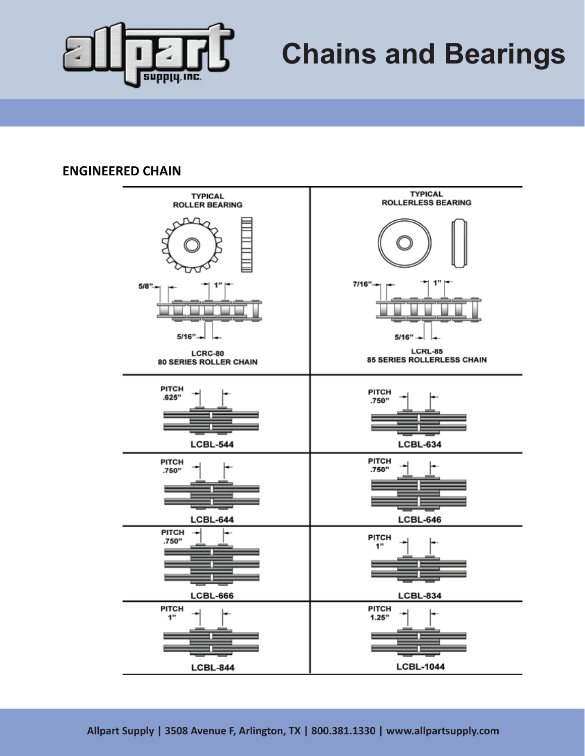## ENGINEERED CHAIN

TYPICAL
ROLLER BEARING

5/8"
1"
5/16"

LCRC-80
80 SERIES ROLLER CHAIN

TYPICAL
ROLLERLESS BEARING

7/16"
1"
5/16"

LCRL-85
85 SERIES ROLLERLESS CHAIN

PITCH
.625"

LCBL-544

PITCH
.750"

LCBL-634

PITCH
.750"

LCBL-644

PITCH
.750"

LCBL-646

PITCH
.750"

LCBL-666

PITCH
1"

LCBL-834

PITCH
1"

LCBL-844

PITCH
1.25"

LCBL-1044

Allpart Supply | 3508 Avenue F, Arlington, TX | 800.381.1330 | www.allpartsupply.com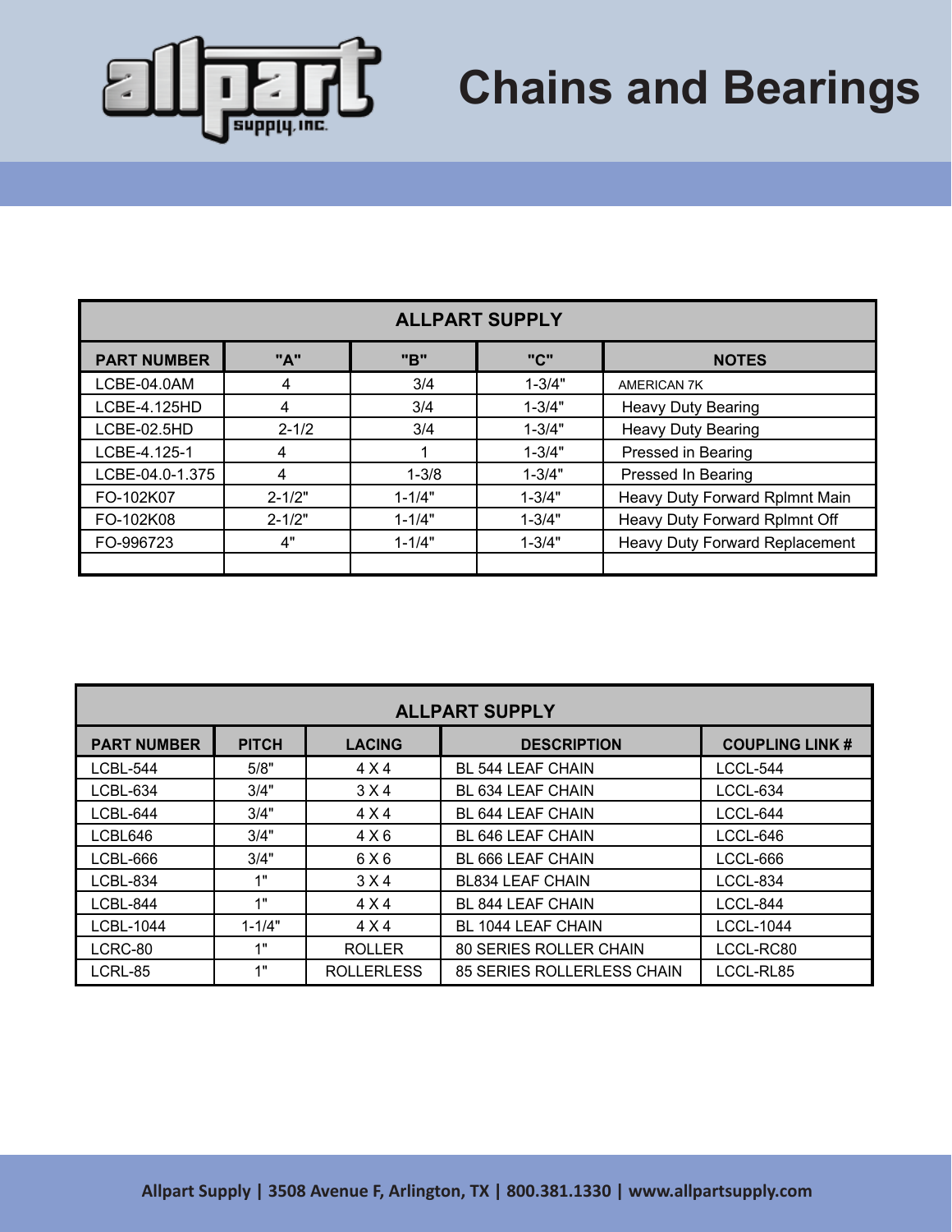# Chains and Bearings

| ALLPART SUPPLY | | | | |
|---|---|---|---|---|
| **PART NUMBER** | **"A"** | **"B"** | **"C"** | **NOTES** |
| LCBE-04.0AM | 4 | 3/4 | 1-3/4" | AMERICAN 7K |
| LCBE-4.125HD | 4 | 3/4 | 1-3/4" | Heavy Duty Bearing |
| LCBE-02.5HD | 2-1/2 | 3/4 | 1-3/4" | Heavy Duty Bearing |
| LCBE-4.125-1 | 4 | 1 | 1-3/4" | Pressed in Bearing |
| LCBE-04.0-1.375 | 4 | 1-3/8 | 1-3/4" | Pressed In Bearing |
| FO-102K07 | 2-1/2" | 1-1/4" | 1-3/4" | Heavy Duty Forward Rplmnt Main |
| FO-102K08 | 2-1/2" | 1-1/4" | 1-3/4" | Heavy Duty Forward Rplmnt Off |
| FO-996723 | 4" | 1-1/4" | 1-3/4" | Heavy Duty Forward Replacement |
| | | | | |

| ALLPART SUPPLY | | | | |
|---|---|---|---|---|
| **PART NUMBER** | **PITCH** | **LACING** | **DESCRIPTION** | **COUPLING LINK #** |
| LCBL-544 | 5/8" | 4 X 4 | BL 544 LEAF CHAIN | LCCL-544 |
| LCBL-634 | 3/4" | 3 X 4 | BL 634 LEAF CHAIN | LCCL-634 |
| LCBL-644 | 3/4" | 4 X 4 | BL 644 LEAF CHAIN | LCCL-644 |
| LCBL646 | 3/4" | 4 X 6 | BL 646 LEAF CHAIN | LCCL-646 |
| LCBL-666 | 3/4" | 6 X 6 | BL 666 LEAF CHAIN | LCCL-666 |
| LCBL-834 | 1" | 3 X 4 | BL834 LEAF CHAIN | LCCL-834 |
| LCBL-844 | 1" | 4 X 4 | BL 844 LEAF CHAIN | LCCL-844 |
| LCBL-1044 | 1-1/4" | 4 X 4 | BL 1044 LEAF CHAIN | LCCL-1044 |
| LCRC-80 | 1" | ROLLER | 80 SERIES ROLLER CHAIN | LCCL-RC80 |
| LCRL-85 | 1" | ROLLERLESS | 85 SERIES ROLLERLESS CHAIN | LCCL-RL85 |